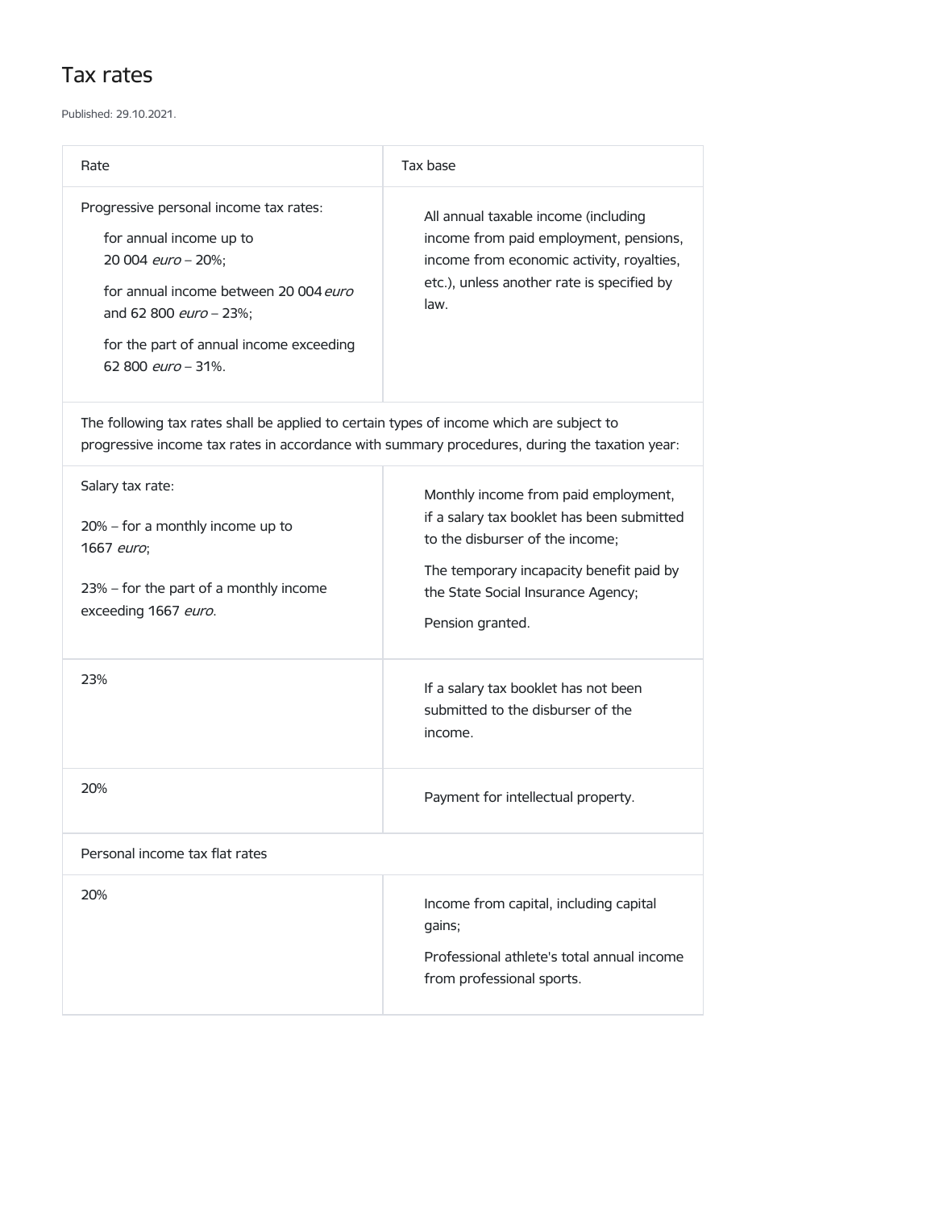# Tax rates

Published: 29.10.2021.

| Rate | Tax base |
|---|---|
| Progressive personal income tax rates:<br>for annual income up to 20 004 *euro* – 20%;<br>for annual income between 20 004 *euro* and 62 800 *euro* – 23%;<br>for the part of annual income exceeding 62 800 *euro* – 31%. | All annual taxable income (including income from paid employment, pensions, income from economic activity, royalties, etc.), unless another rate is specified by law. |
| The following tax rates shall be applied to certain types of income which are subject to progressive income tax rates in accordance with summary procedures, during the taxation year: | |
| Salary tax rate:<br>20% – for a monthly income up to 1667 *euro*;<br>23% – for the part of a monthly income exceeding 1667 *euro*. | Monthly income from paid employment, if a salary tax booklet has been submitted to the disburser of the income;<br>The temporary incapacity benefit paid by the State Social Insurance Agency;<br>Pension granted. |
| 23% | If a salary tax booklet has not been submitted to the disburser of the income. |
| 20% | Payment for intellectual property. |
| Personal income tax flat rates | |
| 20% | Income from capital, including capital gains;<br>Professional athlete's total annual income from professional sports. |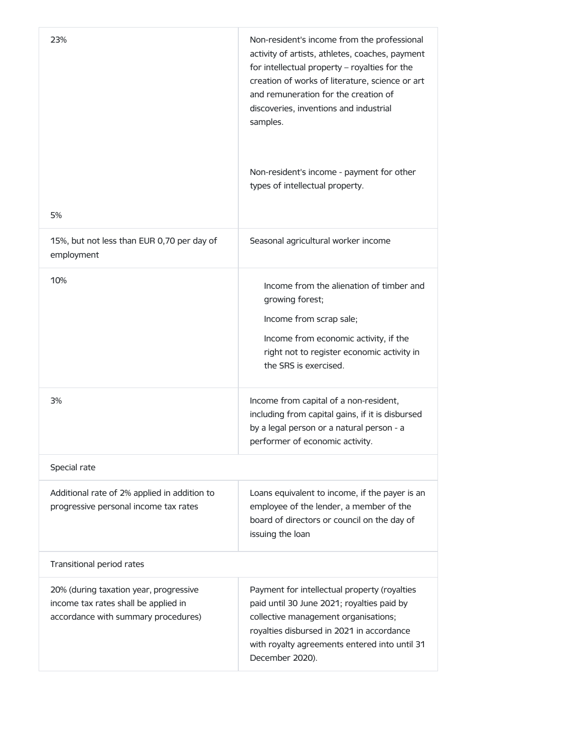| | |
|---|---|
| 23%<br><br>5% | Non-resident's income from the professional activity of artists, athletes, coaches, payment for intellectual property – royalties for the creation of works of literature, science or art and remuneration for the creation of discoveries, inventions and industrial samples.<br><br>Non-resident's income - payment for other types of intellectual property. |
| 15%, but not less than EUR 0,70 per day of employment | Seasonal agricultural worker income |
| 10% | Income from the alienation of timber and growing forest;<br>Income from scrap sale;<br>Income from economic activity, if the right not to register economic activity in the SRS is exercised. |
| 3% | Income from capital of a non-resident, including from capital gains, if it is disbursed by a legal person or a natural person - a performer of economic activity. |
| Special rate | |
| Additional rate of 2% applied in addition to progressive personal income tax rates | Loans equivalent to income, if the payer is an employee of the lender, a member of the board of directors or council on the day of issuing the loan |
| Transitional period rates | |
| 20% (during taxation year, progressive income tax rates shall be applied in accordance with summary procedures) | Payment for intellectual property (royalties paid until 30 June 2021; royalties paid by collective management organisations; royalties disbursed in 2021 in accordance with royalty agreements entered into until 31 December 2020). |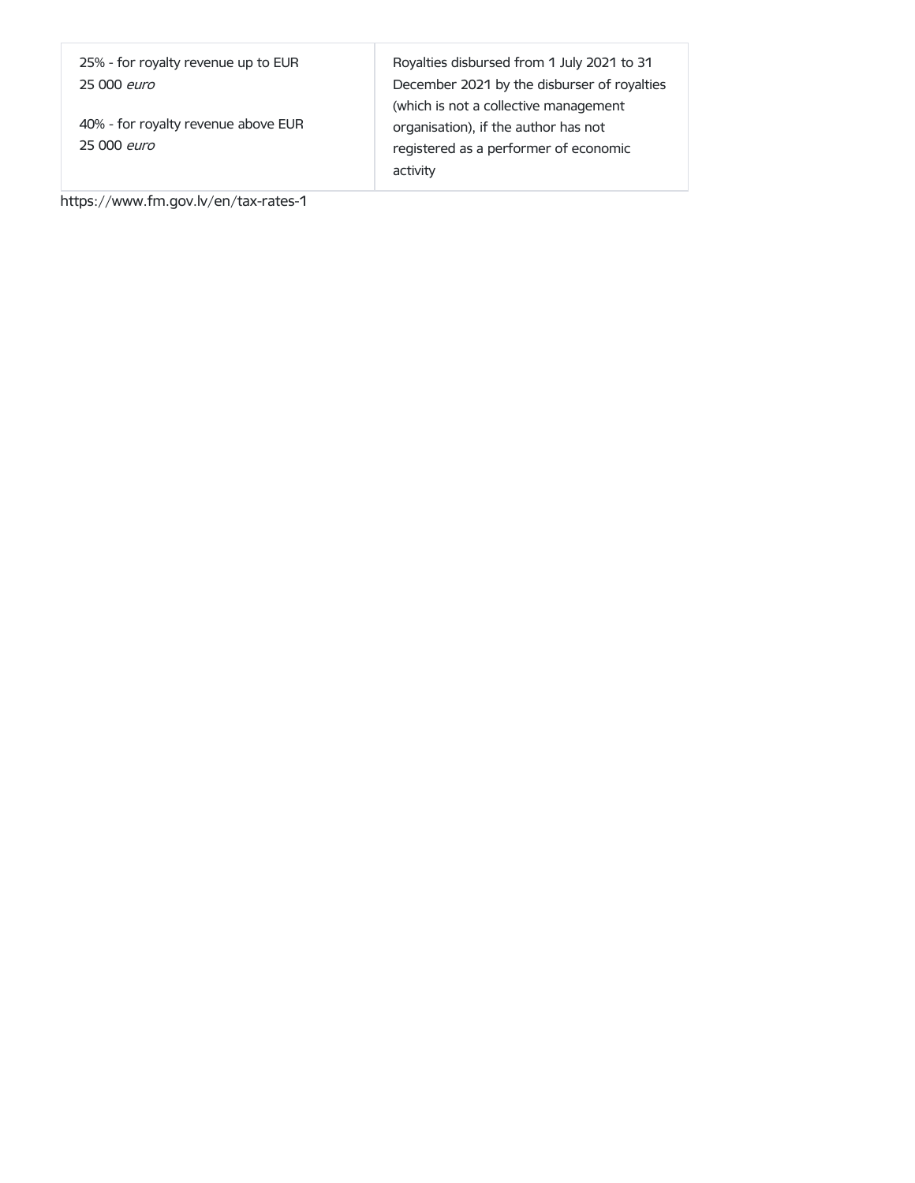| | |
|---|---|
| 25% - for royalty revenue up to EUR 25 000 *euro*<br><br>40% - for royalty revenue above EUR 25 000 *euro* | Royalties disbursed from 1 July 2021 to 31 December 2021 by the disburser of royalties (which is not a collective management organisation), if the author has not registered as a performer of economic activity |

https://www.fm.gov.lv/en/tax-rates-1